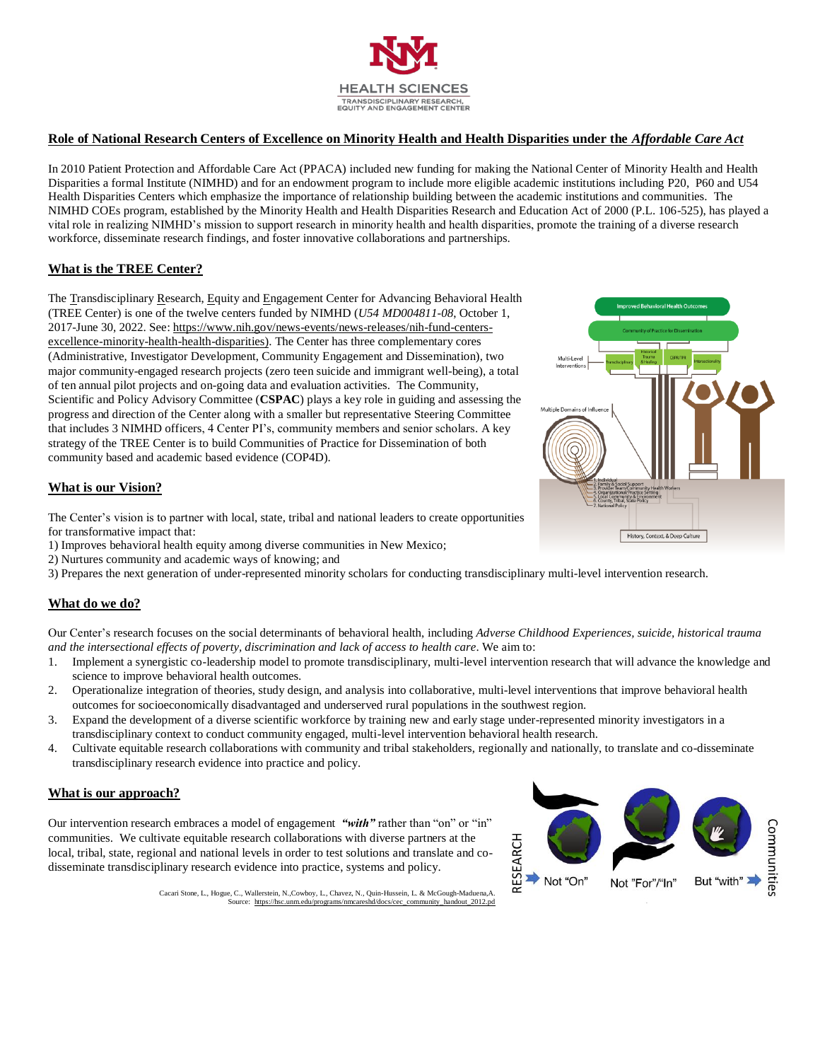HEALTH SCIENCES
TRANSDISCIPLINARY RESEARCH, EQUITY AND ENGAGEMENT CENTER

## Role of National Research Centers of Excellence on Minority Health and Health Disparities under the *Affordable Care Act*

In 2010 Patient Protection and Affordable Care Act (PPACA) included new funding for making the National Center of Minority Health and Health Disparities a formal Institute (NIMHD) and for an endowment program to include more eligible academic institutions including P20, P60 and U54 Health Disparities Centers which emphasize the importance of relationship building between the academic institutions and communities. The NIMHD COEs program, established by the Minority Health and Health Disparities Research and Education Act of 2000 (P.L. 106-525), has played a vital role in realizing NIMHD's mission to support research in minority health and health disparities, promote the training of a diverse research workforce, disseminate research findings, and foster innovative collaborations and partnerships.

## What is the TREE Center?

The Transdisciplinary Research, Equity and Engagement Center for Advancing Behavioral Health (TREE Center) is one of the twelve centers funded by NIMHD (*U54 MD004811-08*, October 1, 2017-June 30, 2022. See: https://www.nih.gov/news-events/news-releases/nih-fund-centers-excellence-minority-health-health-disparities). The Center has three complementary cores (Administrative, Investigator Development, Community Engagement and Dissemination), two major community-engaged research projects (zero teen suicide and immigrant well-being), a total of ten annual pilot projects and on-going data and evaluation activities. The Community, Scientific and Policy Advisory Committee (**CSPAC**) plays a key role in guiding and assessing the progress and direction of the Center along with a smaller but representative Steering Committee that includes 3 NIMHD officers, 4 Center PI's, community members and senior scholars. A key strategy of the TREE Center is to build Communities of Practice for Dissemination of both community based and academic based evidence (COP4D).

Improved Behavioral Health Outcomes
Community of Practice for Dissemination
Multi-Level Interventions
Transdisciplinary
Historical Trauma & Healing
CBPR/TPR
Intersectionality
Multiple Domains of Influence
1. Individual
2. Family & Social Support
3. Provider Team/Community Health Workers
4. Organizational/Practice Setting
5. Local Community & Environment
6. County, Tribal, State Policy
7. National Policy
History, Context, & Deep Culture

## What is our Vision?

The Center's vision is to partner with local, state, tribal and national leaders to create opportunities for transformative impact that:

1) Improves behavioral health equity among diverse communities in New Mexico;
2) Nurtures community and academic ways of knowing; and
3) Prepares the next generation of under-represented minority scholars for conducting transdisciplinary multi-level intervention research.

## What do we do?

Our Center's research focuses on the social determinants of behavioral health, including *Adverse Childhood Experiences, suicide, historical trauma and the intersectional effects of poverty, discrimination and lack of access to health care*. We aim to:

1. Implement a synergistic co-leadership model to promote transdisciplinary, multi-level intervention research that will advance the knowledge and science to improve behavioral health outcomes.
2. Operationalize integration of theories, study design, and analysis into collaborative, multi-level interventions that improve behavioral health outcomes for socioeconomically disadvantaged and underserved rural populations in the southwest region.
3. Expand the development of a diverse scientific workforce by training new and early stage under-represented minority investigators in a transdisciplinary context to conduct community engaged, multi-level intervention behavioral health research.
4. Cultivate equitable research collaborations with community and tribal stakeholders, regionally and nationally, to translate and co-disseminate transdisciplinary research evidence into practice and policy.

## What is our approach?

Our intervention research embraces a model of engagement ***"with"*** rather than "on" or "in" communities. We cultivate equitable research collaborations with diverse partners at the local, tribal, state, regional and national levels in order to test solutions and translate and co-disseminate transdisciplinary research evidence into practice, systems and policy.

RESEARCH
Not "On"
Not "For"/"In"
But "with"
Communities

Cacari Stone, L., Hogue, C., Wallerstein, N.,Cowboy, L., Chavez, N., Quin-Hussein, L. & McGough-Maduena,A.
Source: https://hsc.unm.edu/programs/nmcareshd/docs/cec_community_handout_2012.pd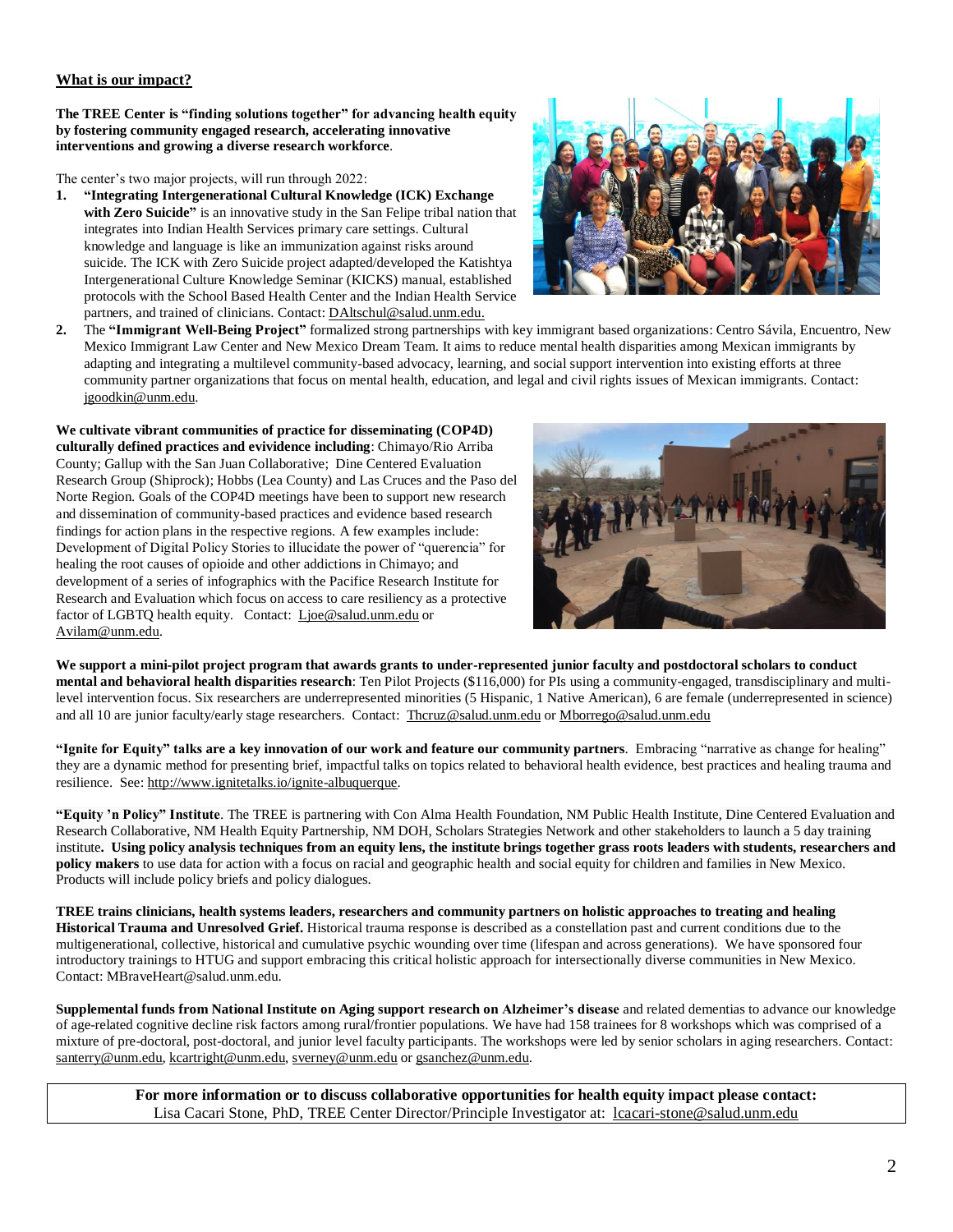## What is our impact?

**The TREE Center is "finding solutions together" for advancing health equity by fostering community engaged research, accelerating innovative interventions and growing a diverse research workforce**.

The center's two major projects, will run through 2022:

1. **"Integrating Intergenerational Cultural Knowledge (ICK) Exchange with Zero Suicide"** is an innovative study in the San Felipe tribal nation that integrates into Indian Health Services primary care settings. Cultural knowledge and language is like an immunization against risks around suicide. The ICK with Zero Suicide project adapted/developed the Katishtya Intergenerational Culture Knowledge Seminar (KICKS) manual, established protocols with the School Based Health Center and the Indian Health Service partners, and trained of clinicians. Contact: DAltschul@salud.unm.edu.
2. The **"Immigrant Well-Being Project"** formalized strong partnerships with key immigrant based organizations: Centro Sávila, Encuentro, New Mexico Immigrant Law Center and New Mexico Dream Team. It aims to reduce mental health disparities among Mexican immigrants by adapting and integrating a multilevel community-based advocacy, learning, and social support intervention into existing efforts at three community partner organizations that focus on mental health, education, and legal and civil rights issues of Mexican immigrants. Contact: jgoodkin@unm.edu.

**We cultivate vibrant communities of practice for disseminating (COP4D) culturally defined practices and evividence including**: Chimayo/Rio Arriba County; Gallup with the San Juan Collaborative; Dine Centered Evaluation Research Group (Shiprock); Hobbs (Lea County) and Las Cruces and the Paso del Norte Region. Goals of the COP4D meetings have been to support new research and dissemination of community-based practices and evidence based research findings for action plans in the respective regions. A few examples include: Development of Digital Policy Stories to illucidate the power of "querencia" for healing the root causes of opioide and other addictions in Chimayo; and development of a series of infographics with the Pacifice Research Institute for Research and Evaluation which focus on access to care resiliency as a protective factor of LGBTQ health equity. Contact: Ljoe@salud.unm.edu or Avilam@unm.edu.

**We support a mini-pilot project program that awards grants to under-represented junior faculty and postdoctoral scholars to conduct mental and behavioral health disparities research**: Ten Pilot Projects ($116,000) for PIs using a community-engaged, transdisciplinary and multi-level intervention focus. Six researchers are underrepresented minorities (5 Hispanic, 1 Native American), 6 are female (underrepresented in science) and all 10 are junior faculty/early stage researchers. Contact: Thcruz@salud.unm.edu or Mborrego@salud.unm.edu

**"Ignite for Equity" talks are a key innovation of our work and feature our community partners**. Embracing "narrative as change for healing" they are a dynamic method for presenting brief, impactful talks on topics related to behavioral health evidence, best practices and healing trauma and resilience. See: http://www.ignitetalks.io/ignite-albuquerque.

**"Equity 'n Policy" Institute**. The TREE is partnering with Con Alma Health Foundation, NM Public Health Institute, Dine Centered Evaluation and Research Collaborative, NM Health Equity Partnership, NM DOH, Scholars Strategies Network and other stakeholders to launch a 5 day training institute**. Using policy analysis techniques from an equity lens, the institute brings together grass roots leaders with students, researchers and policy makers** to use data for action with a focus on racial and geographic health and social equity for children and families in New Mexico. Products will include policy briefs and policy dialogues.

**TREE trains clinicians, health systems leaders, researchers and community partners on holistic approaches to treating and healing Historical Trauma and Unresolved Grief.** Historical trauma response is described as a constellation past and current conditions due to the multigenerational, collective, historical and cumulative psychic wounding over time (lifespan and across generations). We have sponsored four introductory trainings to HTUG and support embracing this critical holistic approach for intersectionally diverse communities in New Mexico. Contact: MBraveHeart@salud.unm.edu.

**Supplemental funds from National Institute on Aging support research on Alzheimer's disease** and related dementias to advance our knowledge of age-related cognitive decline risk factors among rural/frontier populations. We have had 158 trainees for 8 workshops which was comprised of a mixture of pre-doctoral, post-doctoral, and junior level faculty participants. The workshops were led by senior scholars in aging researchers. Contact: santerry@unm.edu, kcartright@unm.edu, sverney@unm.edu or gsanchez@unm.edu.

**For more information or to discuss collaborative opportunities for health equity impact please contact:**
Lisa Cacari Stone, PhD, TREE Center Director/Principle Investigator at: lcacari-stone@salud.unm.edu